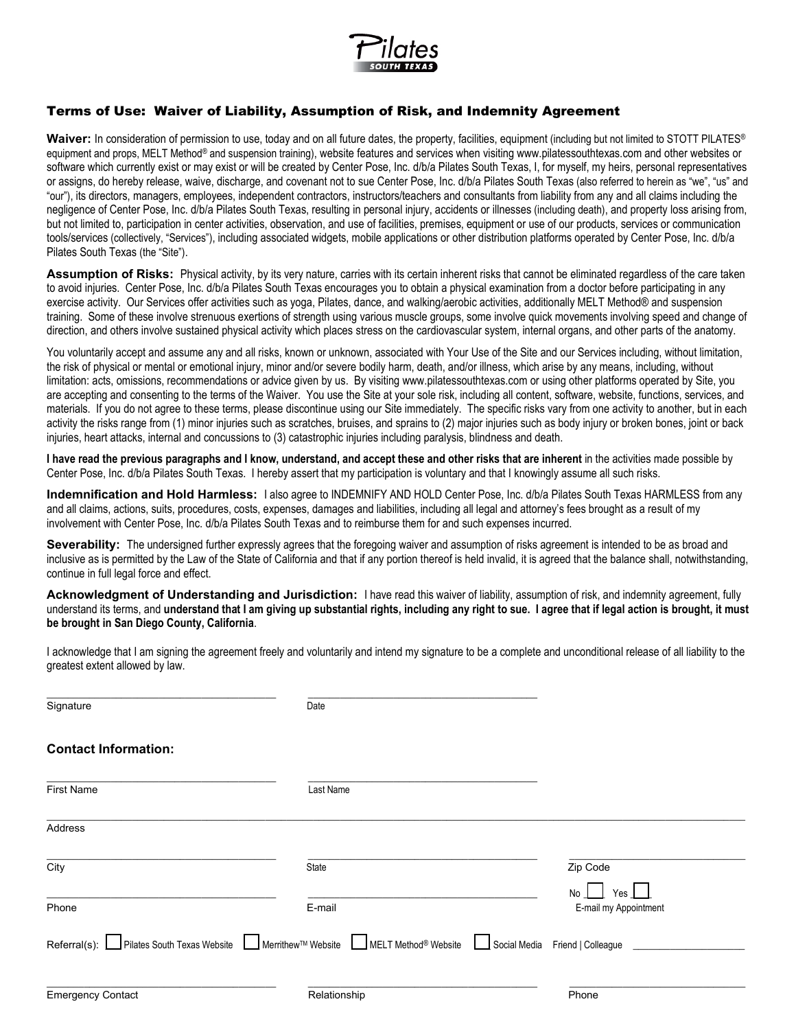Pilates SOUTH TEXAS

## Terms of Use: Waiver of Liability, Assumption of Risk, and Indemnity Agreement

**Waiver:** In consideration of permission to use, today and on all future dates, the property, facilities, equipment (including but not limited to STOTT PILATES® equipment and props, MELT Method® and suspension training), website features and services when visiting www.pilatessouthtexas.com and other websites or software which currently exist or may exist or will be created by Center Pose, Inc. d/b/a Pilates South Texas, I, for myself, my heirs, personal representatives or assigns, do hereby release, waive, discharge, and covenant not to sue Center Pose, Inc. d/b/a Pilates South Texas (also referred to herein as "we", "us" and "our"), its directors, managers, employees, independent contractors, instructors/teachers and consultants from liability from any and all claims including the negligence of Center Pose, Inc. d/b/a Pilates South Texas, resulting in personal injury, accidents or illnesses (including death), and property loss arising from, but not limited to, participation in center activities, observation, and use of facilities, premises, equipment or use of our products, services or communication tools/services (collectively, "Services"), including associated widgets, mobile applications or other distribution platforms operated by Center Pose, Inc. d/b/a Pilates South Texas (the "Site").

**Assumption of Risks:** Physical activity, by its very nature, carries with its certain inherent risks that cannot be eliminated regardless of the care taken to avoid injuries. Center Pose, Inc. d/b/a Pilates South Texas encourages you to obtain a physical examination from a doctor before participating in any exercise activity. Our Services offer activities such as yoga, Pilates, dance, and walking/aerobic activities, additionally MELT Method® and suspension training. Some of these involve strenuous exertions of strength using various muscle groups, some involve quick movements involving speed and change of direction, and others involve sustained physical activity which places stress on the cardiovascular system, internal organs, and other parts of the anatomy.

You voluntarily accept and assume any and all risks, known or unknown, associated with Your Use of the Site and our Services including, without limitation, the risk of physical or mental or emotional injury, minor and/or severe bodily harm, death, and/or illness, which arise by any means, including, without limitation: acts, omissions, recommendations or advice given by us. By visiting www.pilatessouthtexas.com or using other platforms operated by Site, you are accepting and consenting to the terms of the Waiver. You use the Site at your sole risk, including all content, software, website, functions, services, and materials. If you do not agree to these terms, please discontinue using our Site immediately. The specific risks vary from one activity to another, but in each activity the risks range from (1) minor injuries such as scratches, bruises, and sprains to (2) major injuries such as body injury or broken bones, joint or back injuries, heart attacks, internal and concussions to (3) catastrophic injuries including paralysis, blindness and death.

**I have read the previous paragraphs and I know, understand, and accept these and other risks that are inherent** in the activities made possible by Center Pose, Inc. d/b/a Pilates South Texas. I hereby assert that my participation is voluntary and that I knowingly assume all such risks.

**Indemnification and Hold Harmless:** I also agree to INDEMNIFY AND HOLD Center Pose, Inc. d/b/a Pilates South Texas HARMLESS from any and all claims, actions, suits, procedures, costs, expenses, damages and liabilities, including all legal and attorney's fees brought as a result of my involvement with Center Pose, Inc. d/b/a Pilates South Texas and to reimburse them for and such expenses incurred.

**Severability:** The undersigned further expressly agrees that the foregoing waiver and assumption of risks agreement is intended to be as broad and inclusive as is permitted by the Law of the State of California and that if any portion thereof is held invalid, it is agreed that the balance shall, notwithstanding, continue in full legal force and effect.

**Acknowledgment of Understanding and Jurisdiction:** I have read this waiver of liability, assumption of risk, and indemnity agreement, fully understand its terms, and **understand that I am giving up substantial rights, including any right to sue. I agree that if legal action is brought, it must be brought in San Diego County, California**.

I acknowledge that I am signing the agreement freely and voluntarily and intend my signature to be a complete and unconditional release of all liability to the greatest extent allowed by law.

\_\_\_\_\_\_\_\_\_\_\_\_\_\_\_\_\_\_\_\_\_\_\_\_\_\_\_\_\_\_ Signature

\_\_\_\_\_\_\_\_\_\_\_\_\_\_\_\_\_\_\_\_\_\_\_\_\_\_\_\_\_\_ Date

### Contact Information:

| First Name | Last Name | |
|---|---|---|
| Address | | |
| City | State | Zip Code |
| Phone | E-mail | No ☐ Yes ☐ E-mail my Appointment |

Referral(s): ☐ Pilates South Texas Website ☐ Merrithew™ Website ☐ MELT Method® Website ☐ Social Media Friend | Colleague \_\_\_\_\_\_\_\_\_\_\_\_

| Emergency Contact | Relationship | Phone |
|---|---|---|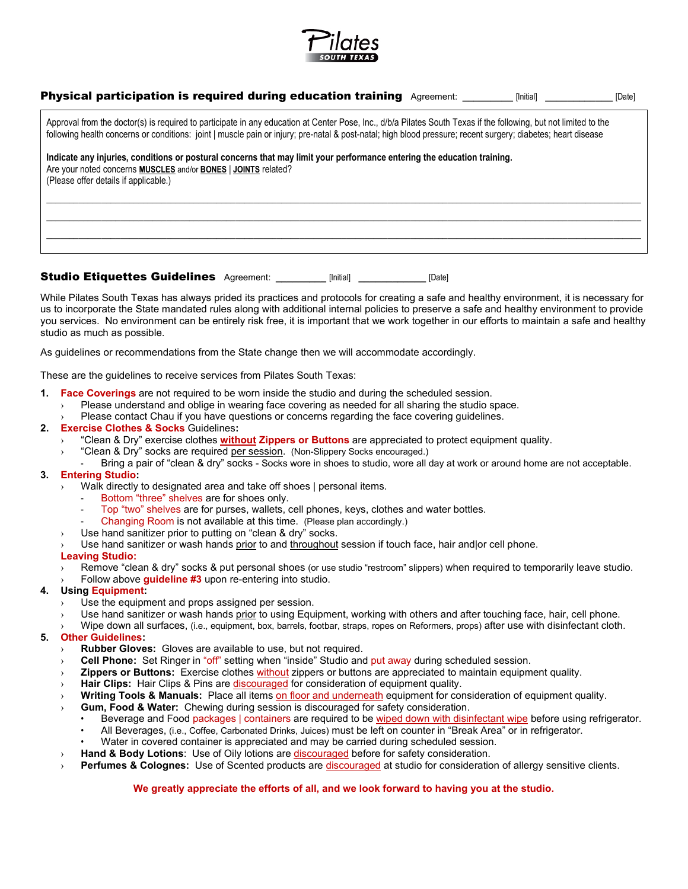Pilates SOUTH TEXAS

## Physical participation is required during education training

Agreement: _________ [Initial] _____________ [Date]

Approval from the doctor(s) is required to participate in any education at Center Pose, Inc., d/b/a Pilates South Texas if the following, but not limited to the following health concerns or conditions: joint | muscle pain or injury; pre-natal & post-natal; high blood pressure; recent surgery; diabetes; heart disease

**Indicate any injuries, conditions or postural concerns that may limit your performance entering the education training.**
Are your noted concerns **MUSCLES** and/or **BONES** | **JOINTS** related?
(Please offer details if applicable.)

______________________________________________________________________________

______________________________________________________________________________

______________________________________________________________________________

## Studio Etiquettes Guidelines

Agreement: _________ [Initial] _____________ [Date]

While Pilates South Texas has always prided its practices and protocols for creating a safe and healthy environment, it is necessary for us to incorporate the State mandated rules along with additional internal policies to preserve a safe and healthy environment to provide you services. No environment can be entirely risk free, it is important that we work together in our efforts to maintain a safe and healthy studio as much as possible.

As guidelines or recommendations from the State change then we will accommodate accordingly.

These are the guidelines to receive services from Pilates South Texas:

1. **Face Coverings** are not required to be worn inside the studio and during the scheduled session.
   - Please understand and oblige in wearing face covering as needed for all sharing the studio space.
   - Please contact Chau if you have questions or concerns regarding the face covering guidelines.
2. **Exercise Clothes & Socks** Guidelines**:**
   - "Clean & Dry" exercise clothes **without Zippers or Buttons** are appreciated to protect equipment quality.
   - "Clean & Dry" socks are required per session. (Non-Slippery Socks encouraged.)
     - Bring a pair of "clean & dry" socks - Socks wore in shoes to studio, wore all day at work or around home are not acceptable.
3. **Entering Studio:**
   - Walk directly to designated area and take off shoes | personal items.
     - Bottom "three" shelves are for shoes only.
     - Top "two" shelves are for purses, wallets, cell phones, keys, clothes and water bottles.
     - Changing Room is not available at this time. (Please plan accordingly.)
   - Use hand sanitizer prior to putting on "clean & dry" socks.
   - Use hand sanitizer or wash hands prior to and throughout session if touch face, hair and|or cell phone.

   **Leaving Studio:**
   - Remove "clean & dry" socks & put personal shoes (or use studio "restroom" slippers) when required to temporarily leave studio.
   - Follow above **guideline #3** upon re-entering into studio.
4. **Using Equipment:**
   - Use the equipment and props assigned per session.
   - Use hand sanitizer or wash hands prior to using Equipment, working with others and after touching face, hair, cell phone.
   - Wipe down all surfaces, (i.e., equipment, box, barrels, footbar, straps, ropes on Reformers, props) after use with disinfectant cloth.
5. **Other Guidelines:**
   - **Rubber Gloves:** Gloves are available to use, but not required.
   - **Cell Phone:** Set Ringer in "off" setting when "inside" Studio and put away during scheduled session.
   - **Zippers or Buttons:** Exercise clothes without zippers or buttons are appreciated to maintain equipment quality.
   - **Hair Clips:** Hair Clips & Pins are discouraged for consideration of equipment quality.
   - **Writing Tools & Manuals:** Place all items on floor and underneath equipment for consideration of equipment quality.
   - **Gum, Food & Water:** Chewing during session is discouraged for safety consideration.
     - Beverage and Food packages | containers are required to be wiped down with disinfectant wipe before using refrigerator.
     - All Beverages, (i.e., Coffee, Carbonated Drinks, Juices) must be left on counter in "Break Area" or in refrigerator.
     - Water in covered container is appreciated and may be carried during scheduled session.
   - **Hand & Body Lotions**: Use of Oily lotions are discouraged before for safety consideration.
   - **Perfumes & Colognes:** Use of Scented products are discouraged at studio for consideration of allergy sensitive clients.

**We greatly appreciate the efforts of all, and we look forward to having you at the studio.**